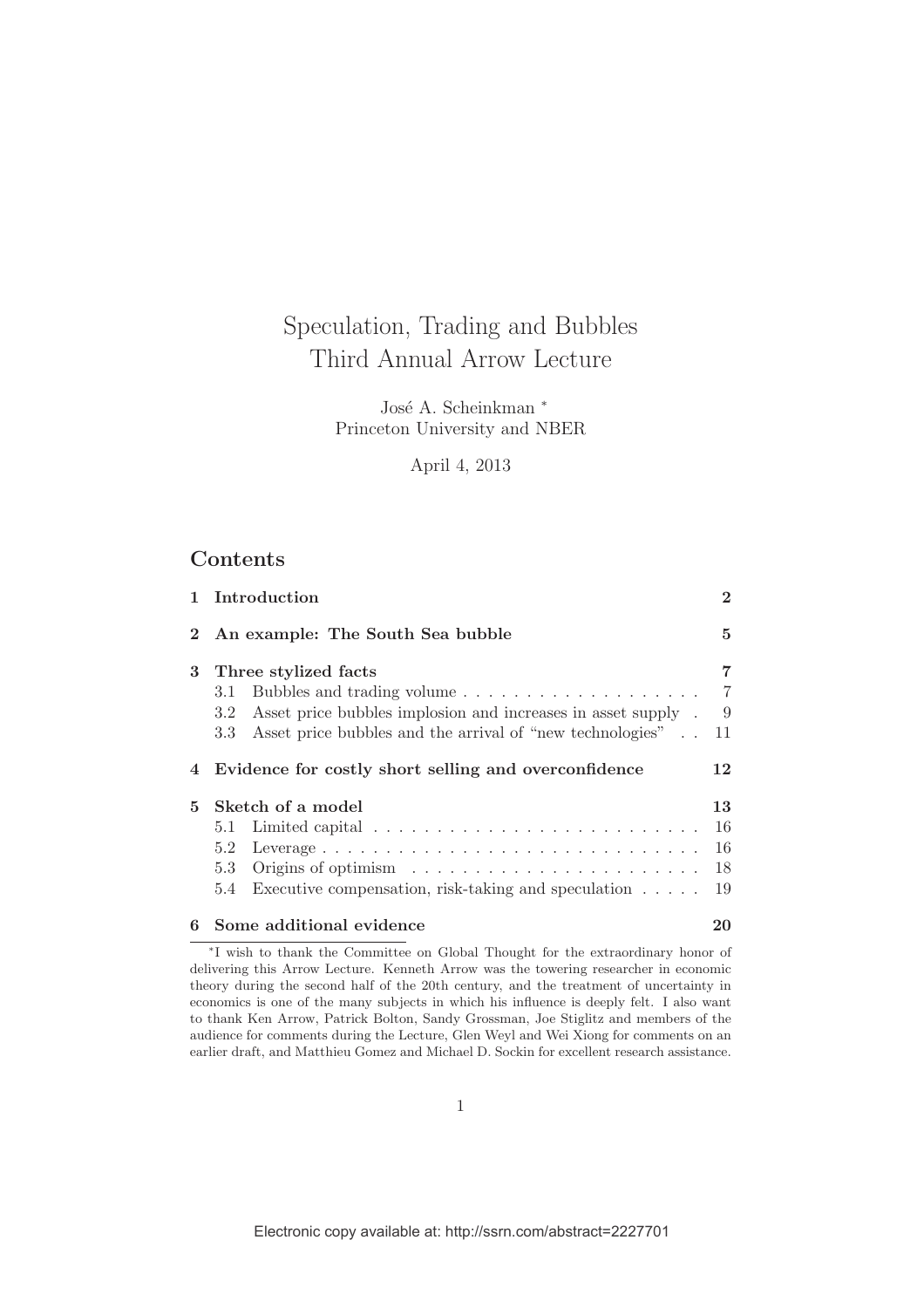# Speculation, Trading and Bubbles
## Third Annual Arrow Lecture

José A. Scheinkman *
Princeton University and NBER

April 4, 2013

## Contents

| | | |
|---|---|---|
| **1** | **Introduction** | **2** |
| **2** | **An example: The South Sea bubble** | **5** |
| **3** | **Three stylized facts** | **7** |
| | 3.1 Bubbles and trading volume | 7 |
| | 3.2 Asset price bubbles implosion and increases in asset supply | 9 |
| | 3.3 Asset price bubbles and the arrival of "new technologies" | 11 |
| **4** | **Evidence for costly short selling and overconfidence** | **12** |
| **5** | **Sketch of a model** | **13** |
| | 5.1 Limited capital | 16 |
| | 5.2 Leverage | 16 |
| | 5.3 Origins of optimism | 18 |
| | 5.4 Executive compensation, risk-taking and speculation | 19 |
| **6** | **Some additional evidence** | **20** |

*I wish to thank the Committee on Global Thought for the extraordinary honor of delivering this Arrow Lecture. Kenneth Arrow was the towering researcher in economic theory during the second half of the 20th century, and the treatment of uncertainty in economics is one of the many subjects in which his influence is deeply felt. I also want to thank Ken Arrow, Patrick Bolton, Sandy Grossman, Joe Stiglitz and members of the audience for comments during the Lecture, Glen Weyl and Wei Xiong for comments on an earlier draft, and Matthieu Gomez and Michael D. Sockin for excellent research assistance.

Electronic copy available at: http://ssrn.com/abstract=2227701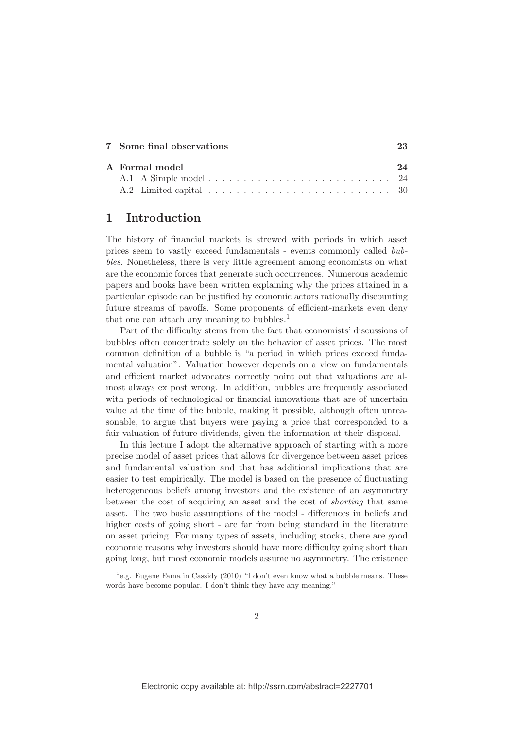| | | |
|---|---|---|
| 7 | Some final observations | 23 |
| A | Formal model | 24 |
| | A.1 A Simple model | 24 |
| | A.2 Limited capital | 30 |

# 1 Introduction

The history of financial markets is strewed with periods in which asset prices seem to vastly exceed fundamentals - events commonly called *bubbles*. Nonetheless, there is very little agreement among economists on what are the economic forces that generate such occurrences. Numerous academic papers and books have been written explaining why the prices attained in a particular episode can be justified by economic actors rationally discounting future streams of payoffs. Some proponents of efficient-markets even deny that one can attach any meaning to bubbles.[1]

Part of the difficulty stems from the fact that economists' discussions of bubbles often concentrate solely on the behavior of asset prices. The most common definition of a bubble is "a period in which prices exceed fundamental valuation". Valuation however depends on a view on fundamentals and efficient market advocates correctly point out that valuations are almost always ex post wrong. In addition, bubbles are frequently associated with periods of technological or financial innovations that are of uncertain value at the time of the bubble, making it possible, although often unreasonable, to argue that buyers were paying a price that corresponded to a fair valuation of future dividends, given the information at their disposal.

In this lecture I adopt the alternative approach of starting with a more precise model of asset prices that allows for divergence between asset prices and fundamental valuation and that has additional implications that are easier to test empirically. The model is based on the presence of fluctuating heterogeneous beliefs among investors and the existence of an asymmetry between the cost of acquiring an asset and the cost of *shorting* that same asset. The two basic assumptions of the model - differences in beliefs and higher costs of going short - are far from being standard in the literature on asset pricing. For many types of assets, including stocks, there are good economic reasons why investors should have more difficulty going short than going long, but most economic models assume no asymmetry. The existence

[1] e.g. Eugene Fama in Cassidy (2010) "I don't even know what a bubble means. These words have become popular. I don't think they have any meaning."